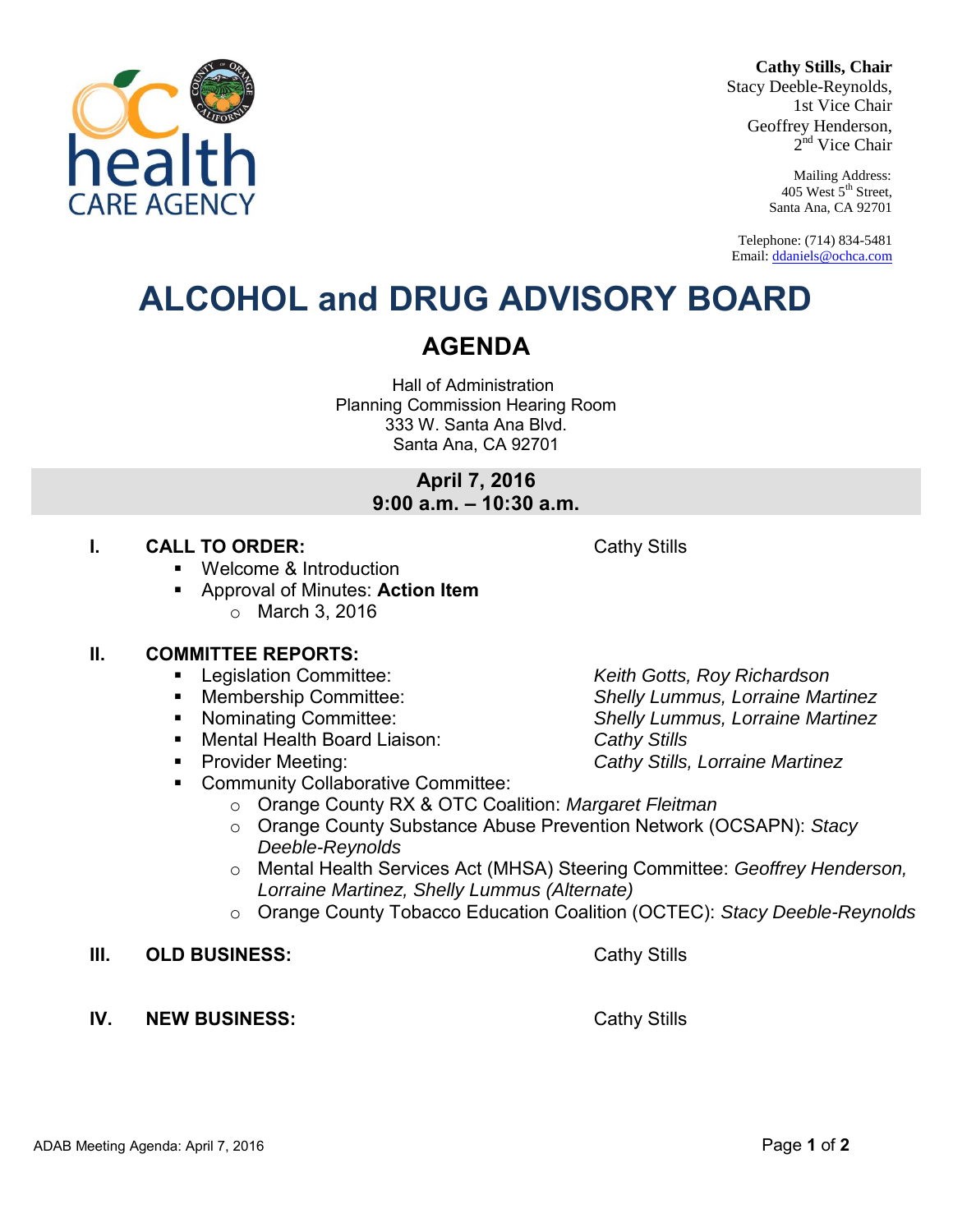**Cathy Stills, Chair**
Stacy Deeble-Reynolds, 1st Vice Chair
Geoffrey Henderson, 2nd Vice Chair

Mailing Address:
405 West 5th Street,
Santa Ana, CA 92701

Telephone: (714) 834-5481
Email: ddaniels@ochca.com

# ALCOHOL and DRUG ADVISORY BOARD

## AGENDA

Hall of Administration
Planning Commission Hearing Room
333 W. Santa Ana Blvd.
Santa Ana, CA 92701

**April 7, 2016**
**9:00 a.m. – 10:30 a.m.**

**I. CALL TO ORDER:** Cathy Stills

- Welcome & Introduction
- Approval of Minutes: **Action Item**
  - March 3, 2016

**II. COMMITTEE REPORTS:**

- Legislation Committee: *Keith Gotts, Roy Richardson*
- Membership Committee: *Shelly Lummus, Lorraine Martinez*
- Nominating Committee: *Shelly Lummus, Lorraine Martinez*
- Mental Health Board Liaison: *Cathy Stills*
- Provider Meeting: *Cathy Stills, Lorraine Martinez*
- Community Collaborative Committee:
  - Orange County RX & OTC Coalition: *Margaret Fleitman*
  - Orange County Substance Abuse Prevention Network (OCSAPN): *Stacy Deeble-Reynolds*
  - Mental Health Services Act (MHSA) Steering Committee: *Geoffrey Henderson, Lorraine Martinez, Shelly Lummus (Alternate)*
  - Orange County Tobacco Education Coalition (OCTEC): *Stacy Deeble-Reynolds*

**III. OLD BUSINESS:** Cathy Stills

**IV. NEW BUSINESS:** Cathy Stills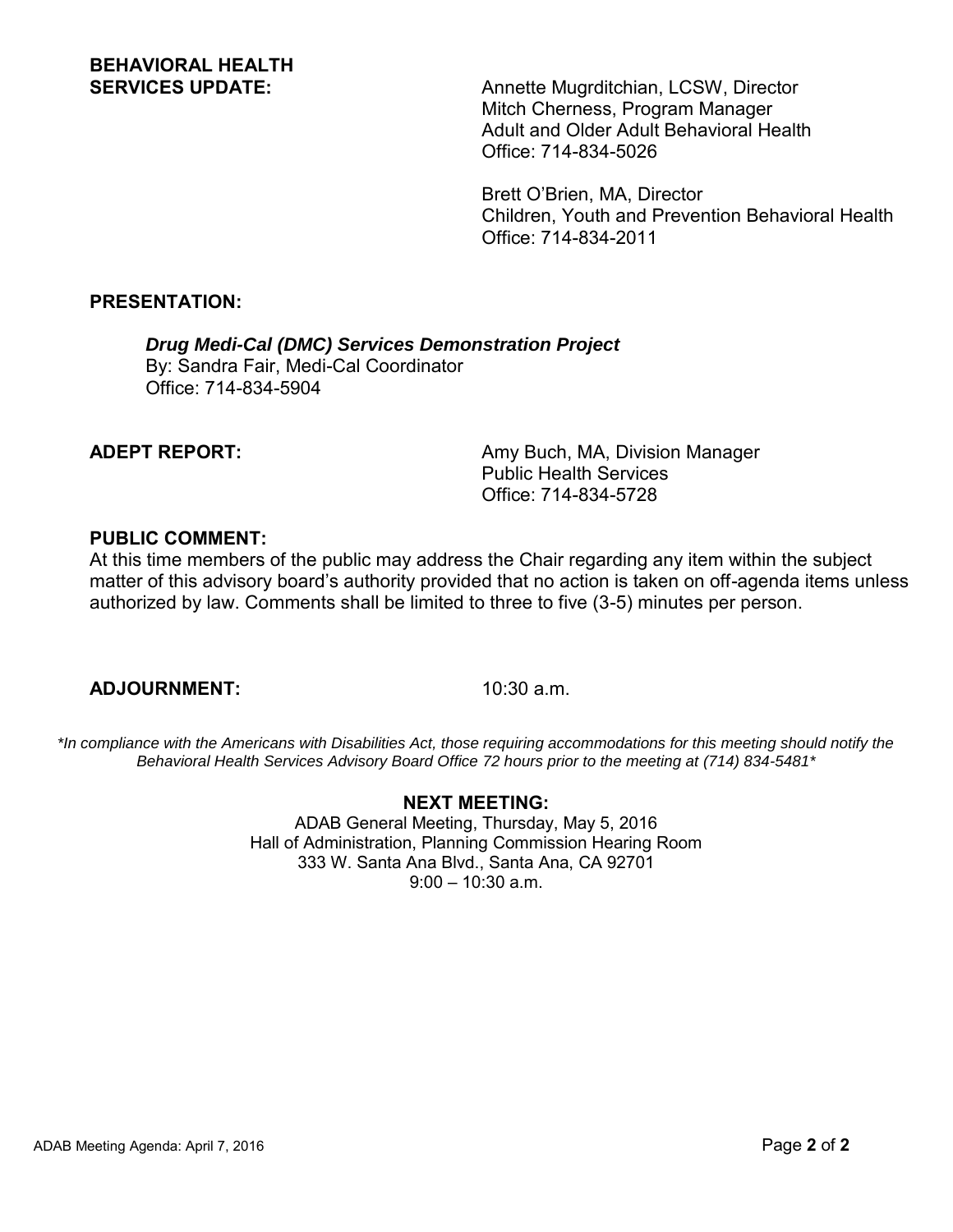**BEHAVIORAL HEALTH SERVICES UPDATE:**

Annette Mugrditchian, LCSW, Director
Mitch Cherness, Program Manager
Adult and Older Adult Behavioral Health
Office: 714-834-5026

Brett O'Brien, MA, Director
Children, Youth and Prevention Behavioral Health
Office: 714-834-2011

**PRESENTATION:**

***Drug Medi-Cal (DMC) Services Demonstration Project***
By: Sandra Fair, Medi-Cal Coordinator
Office: 714-834-5904

**ADEPT REPORT:**

Amy Buch, MA, Division Manager
Public Health Services
Office: 714-834-5728

**PUBLIC COMMENT:**

At this time members of the public may address the Chair regarding any item within the subject matter of this advisory board's authority provided that no action is taken on off-agenda items unless authorized by law. Comments shall be limited to three to five (3-5) minutes per person.

**ADJOURNMENT:** 10:30 a.m.

*\*In compliance with the Americans with Disabilities Act, those requiring accommodations for this meeting should notify the Behavioral Health Services Advisory Board Office 72 hours prior to the meeting at (714) 834-5481\**

**NEXT MEETING:**

ADAB General Meeting, Thursday, May 5, 2016
Hall of Administration, Planning Commission Hearing Room
333 W. Santa Ana Blvd., Santa Ana, CA 92701
9:00 – 10:30 a.m.